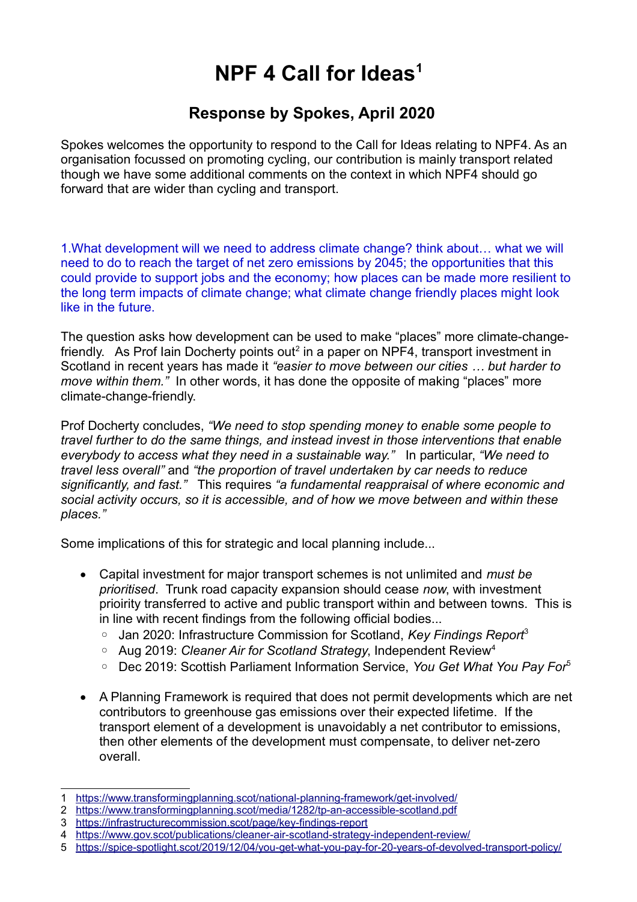# NPF 4 Call for Ideas[1]

## Response by Spokes, April 2020

Spokes welcomes the opportunity to respond to the Call for Ideas relating to NPF4. As an organisation focussed on promoting cycling, our contribution is mainly transport related though we have some additional comments on the context in which NPF4 should go forward that are wider than cycling and transport.

1.What development will we need to address climate change? think about… what we will need to do to reach the target of net zero emissions by 2045; the opportunities that this could provide to support jobs and the economy; how places can be made more resilient to the long term impacts of climate change; what climate change friendly places might look like in the future.

The question asks how development can be used to make "places" more climate-change-friendly. As Prof Iain Docherty points out[2] in a paper on NPF4, transport investment in Scotland in recent years has made it *"easier to move between our cities … but harder to move within them."* In other words, it has done the opposite of making "places" more climate-change-friendly.

Prof Docherty concludes, *"We need to stop spending money to enable some people to travel further to do the same things, and instead invest in those interventions that enable everybody to access what they need in a sustainable way."* In particular, *"We need to travel less overall"* and *"the proportion of travel undertaken by car needs to reduce significantly, and fast."* This requires *"a fundamental reappraisal of where economic and social activity occurs, so it is accessible, and of how we move between and within these places."*

Some implications of this for strategic and local planning include...

- Capital investment for major transport schemes is not unlimited and *must be prioritised*. Trunk road capacity expansion should cease *now*, with investment prioirity transferred to active and public transport within and between towns. This is in line with recent findings from the following official bodies...
  - Jan 2020: Infrastructure Commission for Scotland, *Key Findings Report*[3]
  - Aug 2019: *Cleaner Air for Scotland Strategy*, Independent Review[4]
  - Dec 2019: Scottish Parliament Information Service, *You Get What You Pay For*[5]
- A Planning Framework is required that does not permit developments which are net contributors to greenhouse gas emissions over their expected lifetime. If the transport element of a development is unavoidably a net contributor to emissions, then other elements of the development must compensate, to deliver net-zero overall.

---

1 https://www.transformingplanning.scot/national-planning-framework/get-involved/
2 https://www.transformingplanning.scot/media/1282/tp-an-accessible-scotland.pdf
3 https://infrastructurecommission.scot/page/key-findings-report
4 https://www.gov.scot/publications/cleaner-air-scotland-strategy-independent-review/
5 https://spice-spotlight.scot/2019/12/04/you-get-what-you-pay-for-20-years-of-devolved-transport-policy/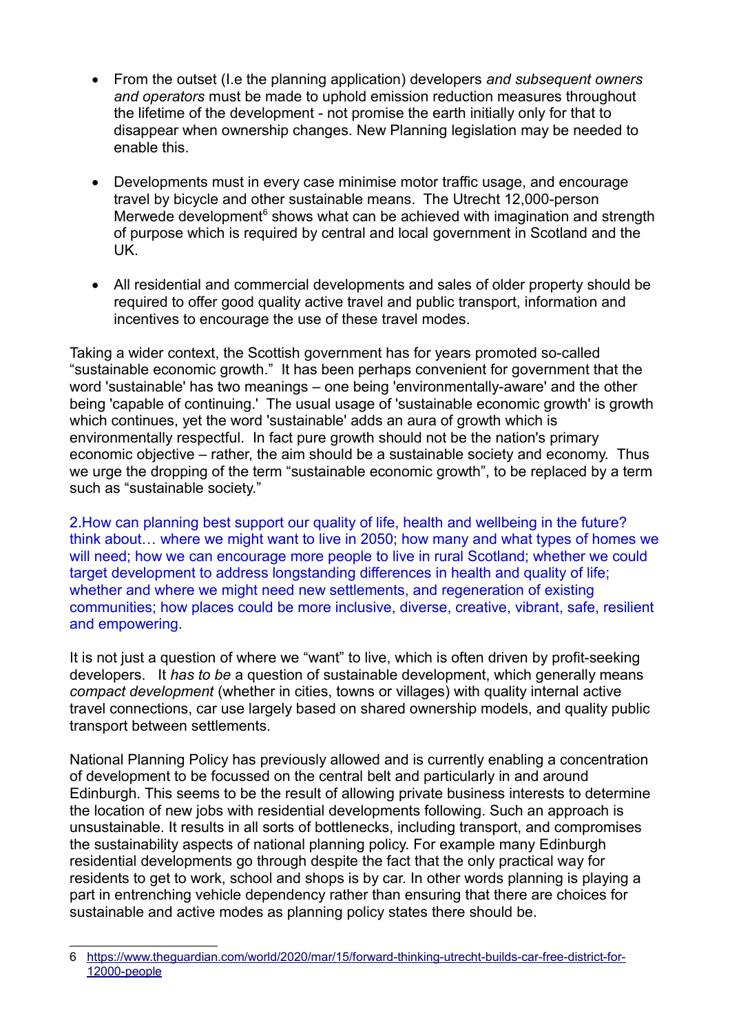- From the outset (I.e the planning application) developers *and subsequent owners and operators* must be made to uphold emission reduction measures throughout the lifetime of the development - not promise the earth initially only for that to disappear when ownership changes. New Planning legislation may be needed to enable this.

- Developments must in every case minimise motor traffic usage, and encourage travel by bicycle and other sustainable means. The Utrecht 12,000-person Merwede development[6] shows what can be achieved with imagination and strength of purpose which is required by central and local government in Scotland and the UK.

- All residential and commercial developments and sales of older property should be required to offer good quality active travel and public transport, information and incentives to encourage the use of these travel modes.

Taking a wider context, the Scottish government has for years promoted so-called "sustainable economic growth." It has been perhaps convenient for government that the word 'sustainable' has two meanings – one being 'environmentally-aware' and the other being 'capable of continuing.' The usual usage of 'sustainable economic growth' is growth which continues, yet the word 'sustainable' adds an aura of growth which is environmentally respectful. In fact pure growth should not be the nation's primary economic objective – rather, the aim should be a sustainable society and economy. Thus we urge the dropping of the term "sustainable economic growth", to be replaced by a term such as "sustainable society."

2.How can planning best support our quality of life, health and wellbeing in the future? think about… where we might want to live in 2050; how many and what types of homes we will need; how we can encourage more people to live in rural Scotland; whether we could target development to address longstanding differences in health and quality of life; whether and where we might need new settlements, and regeneration of existing communities; how places could be more inclusive, diverse, creative, vibrant, safe, resilient and empowering.

It is not just a question of where we "want" to live, which is often driven by profit-seeking developers. It *has to be* a question of sustainable development, which generally means *compact development* (whether in cities, towns or villages) with quality internal active travel connections, car use largely based on shared ownership models, and quality public transport between settlements.

National Planning Policy has previously allowed and is currently enabling a concentration of development to be focussed on the central belt and particularly in and around Edinburgh. This seems to be the result of allowing private business interests to determine the location of new jobs with residential developments following. Such an approach is unsustainable. It results in all sorts of bottlenecks, including transport, and compromises the sustainability aspects of national planning policy. For example many Edinburgh residential developments go through despite the fact that the only practical way for residents to get to work, school and shops is by car. In other words planning is playing a part in entrenching vehicle dependency rather than ensuring that there are choices for sustainable and active modes as planning policy states there should be.

---

6 https://www.theguardian.com/world/2020/mar/15/forward-thinking-utrecht-builds-car-free-district-for-12000-people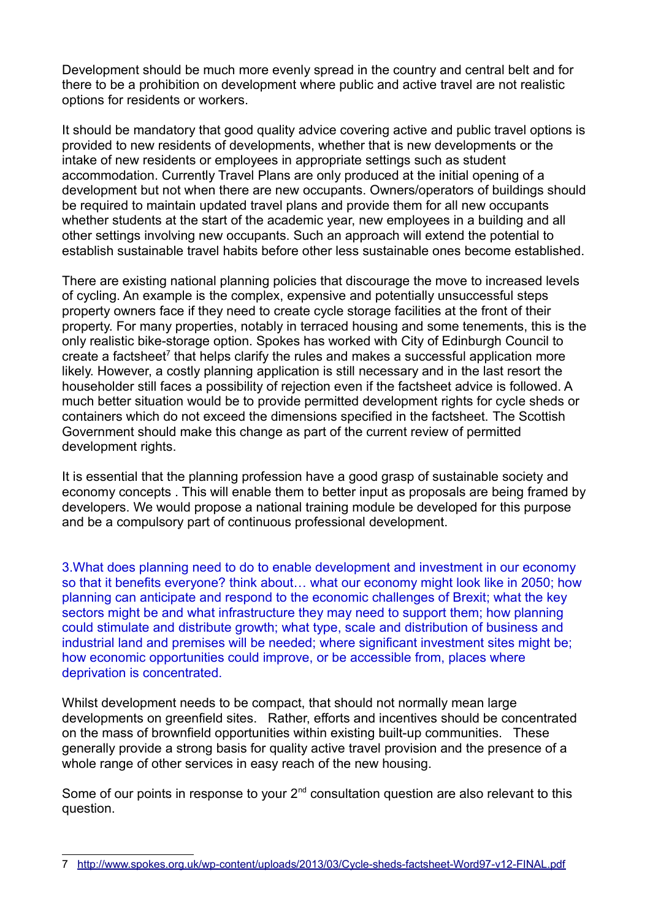Development should be much more evenly spread in the country and central belt and for there to be a prohibition on development where public and active travel are not realistic options for residents or workers.

It should be mandatory that good quality advice covering active and public travel options is provided to new residents of developments, whether that is new developments or the intake of new residents or employees in appropriate settings such as student accommodation. Currently Travel Plans are only produced at the initial opening of a development but not when there are new occupants. Owners/operators of buildings should be required to maintain updated travel plans and provide them for all new occupants whether students at the start of the academic year, new employees in a building and all other settings involving new occupants. Such an approach will extend the potential to establish sustainable travel habits before other less sustainable ones become established.

There are existing national planning policies that discourage the move to increased levels of cycling. An example is the complex, expensive and potentially unsuccessful steps property owners face if they need to create cycle storage facilities at the front of their property. For many properties, notably in terraced housing and some tenements, this is the only realistic bike-storage option. Spokes has worked with City of Edinburgh Council to create a factsheet[7] that helps clarify the rules and makes a successful application more likely. However, a costly planning application is still necessary and in the last resort the householder still faces a possibility of rejection even if the factsheet advice is followed. A much better situation would be to provide permitted development rights for cycle sheds or containers which do not exceed the dimensions specified in the factsheet. The Scottish Government should make this change as part of the current review of permitted development rights.

It is essential that the planning profession have a good grasp of sustainable society and economy concepts . This will enable them to better input as proposals are being framed by developers. We would propose a national training module be developed for this purpose and be a compulsory part of continuous professional development.

3.What does planning need to do to enable development and investment in our economy so that it benefits everyone? think about… what our economy might look like in 2050; how planning can anticipate and respond to the economic challenges of Brexit; what the key sectors might be and what infrastructure they may need to support them; how planning could stimulate and distribute growth; what type, scale and distribution of business and industrial land and premises will be needed; where significant investment sites might be; how economic opportunities could improve, or be accessible from, places where deprivation is concentrated.

Whilst development needs to be compact, that should not normally mean large developments on greenfield sites. Rather, efforts and incentives should be concentrated on the mass of brownfield opportunities within existing built-up communities. These generally provide a strong basis for quality active travel provision and the presence of a whole range of other services in easy reach of the new housing.

Some of our points in response to your 2nd consultation question are also relevant to this question.

---

7 http://www.spokes.org.uk/wp-content/uploads/2013/03/Cycle-sheds-factsheet-Word97-v12-FINAL.pdf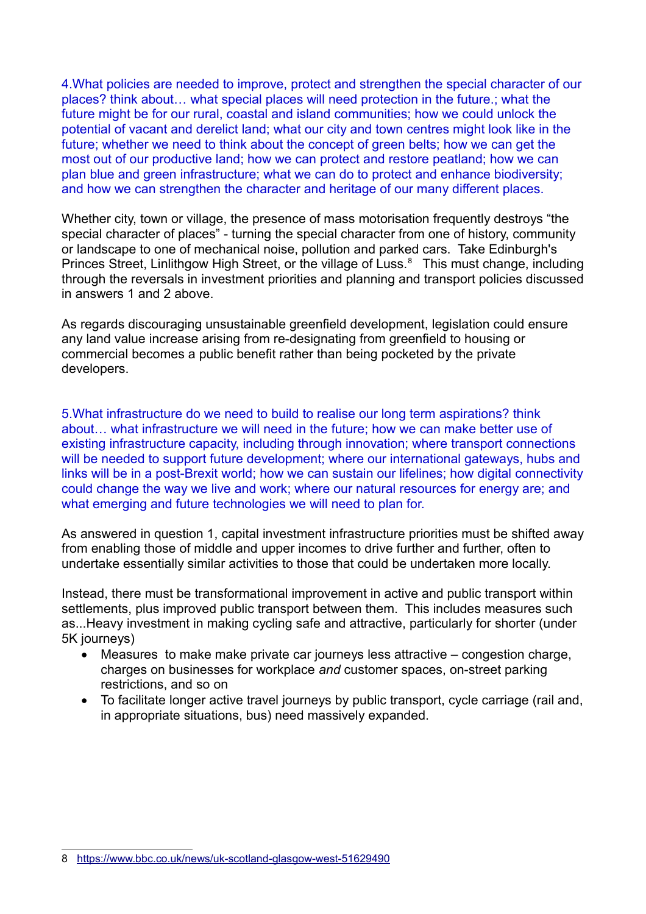4.What policies are needed to improve, protect and strengthen the special character of our places? think about… what special places will need protection in the future.; what the future might be for our rural, coastal and island communities; how we could unlock the potential of vacant and derelict land; what our city and town centres might look like in the future; whether we need to think about the concept of green belts; how we can get the most out of our productive land; how we can protect and restore peatland; how we can plan blue and green infrastructure; what we can do to protect and enhance biodiversity; and how we can strengthen the character and heritage of our many different places.

Whether city, town or village, the presence of mass motorisation frequently destroys "the special character of places" - turning the special character from one of history, community or landscape to one of mechanical noise, pollution and parked cars. Take Edinburgh's Princes Street, Linlithgow High Street, or the village of Luss.[8] This must change, including through the reversals in investment priorities and planning and transport policies discussed in answers 1 and 2 above.

As regards discouraging unsustainable greenfield development, legislation could ensure any land value increase arising from re-designating from greenfield to housing or commercial becomes a public benefit rather than being pocketed by the private developers.

5.What infrastructure do we need to build to realise our long term aspirations? think about… what infrastructure we will need in the future; how we can make better use of existing infrastructure capacity, including through innovation; where transport connections will be needed to support future development; where our international gateways, hubs and links will be in a post-Brexit world; how we can sustain our lifelines; how digital connectivity could change the way we live and work; where our natural resources for energy are; and what emerging and future technologies we will need to plan for.

As answered in question 1, capital investment infrastructure priorities must be shifted away from enabling those of middle and upper incomes to drive further and further, often to undertake essentially similar activities to those that could be undertaken more locally.

Instead, there must be transformational improvement in active and public transport within settlements, plus improved public transport between them. This includes measures such as...Heavy investment in making cycling safe and attractive, particularly for shorter (under 5K journeys)

- Measures to make make private car journeys less attractive – congestion charge, charges on businesses for workplace *and* customer spaces, on-street parking restrictions, and so on
- To facilitate longer active travel journeys by public transport, cycle carriage (rail and, in appropriate situations, bus) need massively expanded.

8 https://www.bbc.co.uk/news/uk-scotland-glasgow-west-51629490